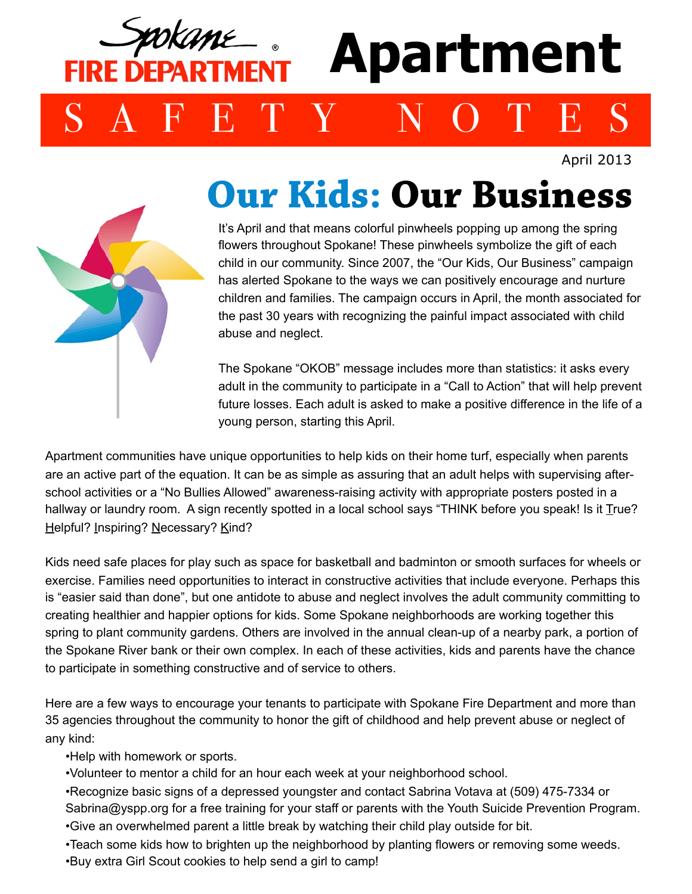Spokane FIRE DEPARTMENT®

# Apartment

## SAFETY NOTES

April 2013

# Our Kids: Our Business

It's April and that means colorful pinwheels popping up among the spring flowers throughout Spokane! These pinwheels symbolize the gift of each child in our community. Since 2007, the "Our Kids, Our Business" campaign has alerted Spokane to the ways we can positively encourage and nurture children and families. The campaign occurs in April, the month associated for the past 30 years with recognizing the painful impact associated with child abuse and neglect.

The Spokane "OKOB" message includes more than statistics: it asks every adult in the community to participate in a "Call to Action" that will help prevent future losses. Each adult is asked to make a positive difference in the life of a young person, starting this April.

Apartment communities have unique opportunities to help kids on their home turf, especially when parents are an active part of the equation. It can be as simple as assuring that an adult helps with supervising after-school activities or a "No Bullies Allowed" awareness-raising activity with appropriate posters posted in a hallway or laundry room. A sign recently spotted in a local school says "THINK before you speak! Is it True? Helpful? Inspiring? Necessary? Kind?

Kids need safe places for play such as space for basketball and badminton or smooth surfaces for wheels or exercise. Families need opportunities to interact in constructive activities that include everyone. Perhaps this is "easier said than done", but one antidote to abuse and neglect involves the adult community committing to creating healthier and happier options for kids. Some Spokane neighborhoods are working together this spring to plant community gardens. Others are involved in the annual clean-up of a nearby park, a portion of the Spokane River bank or their own complex. In each of these activities, kids and parents have the chance to participate in something constructive and of service to others.

Here are a few ways to encourage your tenants to participate with Spokane Fire Department and more than 35 agencies throughout the community to honor the gift of childhood and help prevent abuse or neglect of any kind:

- Help with homework or sports.
- Volunteer to mentor a child for an hour each week at your neighborhood school.
- Recognize basic signs of a depressed youngster and contact Sabrina Votava at (509) 475-7334 or Sabrina@yspp.org for a free training for your staff or parents with the Youth Suicide Prevention Program.
- Give an overwhelmed parent a little break by watching their child play outside for bit.
- Teach some kids how to brighten up the neighborhood by planting flowers or removing some weeds.
- Buy extra Girl Scout cookies to help send a girl to camp!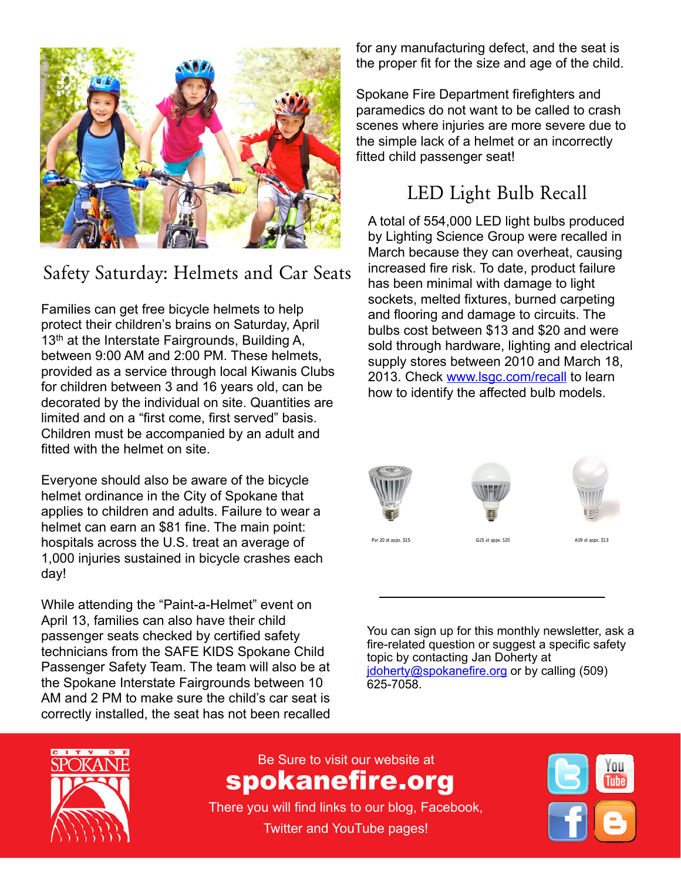## Safety Saturday: Helmets and Car Seats

Families can get free bicycle helmets to help protect their children's brains on Saturday, April 13th at the Interstate Fairgrounds, Building A, between 9:00 AM and 2:00 PM. These helmets, provided as a service through local Kiwanis Clubs for children between 3 and 16 years old, can be decorated by the individual on site. Quantities are limited and on a "first come, first served" basis. Children must be accompanied by an adult and fitted with the helmet on site.

Everyone should also be aware of the bicycle helmet ordinance in the City of Spokane that applies to children and adults. Failure to wear a helmet can earn an $81 fine. The main point: hospitals across the U.S. treat an average of 1,000 injuries sustained in bicycle crashes each day!

While attending the "Paint-a-Helmet" event on April 13, families can also have their child passenger seats checked by certified safety technicians from the SAFE KIDS Spokane Child Passenger Safety Team. The team will also be at the Spokane Interstate Fairgrounds between 10 AM and 2 PM to make sure the child's car seat is correctly installed, the seat has not been recalled for any manufacturing defect, and the seat is the proper fit for the size and age of the child.

Spokane Fire Department firefighters and paramedics do not want to be called to crash scenes where injuries are more severe due to the simple lack of a helmet or an incorrectly fitted child passenger seat!

## LED Light Bulb Recall

A total of 554,000 LED light bulbs produced by Lighting Science Group were recalled in March because they can overheat, causing increased fire risk. To date, product failure has been minimal with damage to light sockets, melted fixtures, burned carpeting and flooring and damage to circuits. The bulbs cost between $13 and $20 and were sold through hardware, lighting and electrical supply stores between 2010 and March 18, 2013. Check www.lsgc.com/recall to learn how to identify the affected bulb models.

Par 20 at appx. $15

G25 at appx. $20

A19 at appx. $13

---

You can sign up for this monthly newsletter, ask a fire-related question or suggest a specific safety topic by contacting Jan Doherty at jdoherty@spokanefire.org or by calling (509) 625-7058.

Be Sure to visit our website at

**spokanefire.org**

There you will find links to our blog, Facebook, Twitter and YouTube pages!